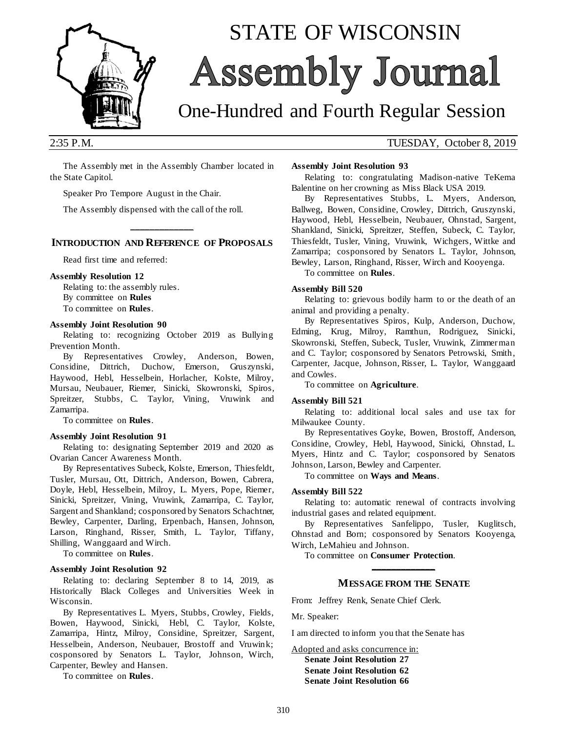# STATE OF WISCONSIN

# Assembly Journal

## One-Hundred and Fourth Regular Session

2:35 P.M. TUESDAY, October 8, 2019

The Assembly met in the Assembly Chamber located in the State Capitol.

Speaker Pro Tempore August in the Chair.

The Assembly dispensed with the call of the roll.

---

### INTRODUCTION AND REFERENCE OF PROPOSALS

Read first time and referred:

**Assembly Resolution 12**

Relating to: the assembly rules.

By committee on **Rules**

To committee on **Rules**.

**Assembly Joint Resolution 90**

Relating to: recognizing October 2019 as Bullying Prevention Month.

By Representatives Crowley, Anderson, Bowen, Considine, Dittrich, Duchow, Emerson, Gruszynski, Haywood, Hebl, Hesselbein, Horlacher, Kolste, Milroy, Mursau, Neubauer, Riemer, Sinicki, Skowronski, Spiros, Spreitzer, Stubbs, C. Taylor, Vining, Vruwink and Zamarripa.

To committee on **Rules**.

**Assembly Joint Resolution 91**

Relating to: designating September 2019 and 2020 as Ovarian Cancer Awareness Month.

By Representatives Subeck, Kolste, Emerson, Thiesfeldt, Tusler, Mursau, Ott, Dittrich, Anderson, Bowen, Cabrera, Doyle, Hebl, Hesselbein, Milroy, L. Myers, Pope, Riemer, Sinicki, Spreitzer, Vining, Vruwink, Zamarripa, C. Taylor, Sargent and Shankland; cosponsored by Senators Schachtner, Bewley, Carpenter, Darling, Erpenbach, Hansen, Johnson, Larson, Ringhand, Risser, Smith, L. Taylor, Tiffany, Shilling, Wanggaard and Wirch.

To committee on **Rules**.

**Assembly Joint Resolution 92**

Relating to: declaring September 8 to 14, 2019, as Historically Black Colleges and Universities Week in Wisconsin.

By Representatives L. Myers, Stubbs, Crowley, Fields, Bowen, Haywood, Sinicki, Hebl, C. Taylor, Kolste, Zamarripa, Hintz, Milroy, Considine, Spreitzer, Sargent, Hesselbein, Anderson, Neubauer, Brostoff and Vruwink; cosponsored by Senators L. Taylor, Johnson, Wirch, Carpenter, Bewley and Hansen.

To committee on **Rules**.

**Assembly Joint Resolution 93**

Relating to: congratulating Madison-native TeKema Balentine on her crowning as Miss Black USA 2019.

By Representatives Stubbs, L. Myers, Anderson, Ballweg, Bowen, Considine, Crowley, Dittrich, Gruszynski, Haywood, Hebl, Hesselbein, Neubauer, Ohnstad, Sargent, Shankland, Sinicki, Spreitzer, Steffen, Subeck, C. Taylor, Thiesfeldt, Tusler, Vining, Vruwink, Wichgers, Wittke and Zamarripa; cosponsored by Senators L. Taylor, Johnson, Bewley, Larson, Ringhand, Risser, Wirch and Kooyenga.

To committee on **Rules**.

**Assembly Bill 520**

Relating to: grievous bodily harm to or the death of an animal and providing a penalty.

By Representatives Spiros, Kulp, Anderson, Duchow, Edming, Krug, Milroy, Ramthun, Rodriguez, Sinicki, Skowronski, Steffen, Subeck, Tusler, Vruwink, Zimmerman and C. Taylor; cosponsored by Senators Petrowski, Smith, Carpenter, Jacque, Johnson, Risser, L. Taylor, Wanggaard and Cowles.

To committee on **Agriculture**.

**Assembly Bill 521**

Relating to: additional local sales and use tax for Milwaukee County.

By Representatives Goyke, Bowen, Brostoff, Anderson, Considine, Crowley, Hebl, Haywood, Sinicki, Ohnstad, L. Myers, Hintz and C. Taylor; cosponsored by Senators Johnson, Larson, Bewley and Carpenter.

To committee on **Ways and Means**.

**Assembly Bill 522**

Relating to: automatic renewal of contracts involving industrial gases and related equipment.

By Representatives Sanfelippo, Tusler, Kuglitsch, Ohnstad and Born; cosponsored by Senators Kooyenga, Wirch, LeMahieu and Johnson.

To committee on **Consumer Protection**.

---

### MESSAGE FROM THE SENATE

From: Jeffrey Renk, Senate Chief Clerk.

Mr. Speaker:

I am directed to inform you that the Senate has

Adopted and asks concurrence in:

**Senate Joint Resolution 27**
**Senate Joint Resolution 62**
**Senate Joint Resolution 66**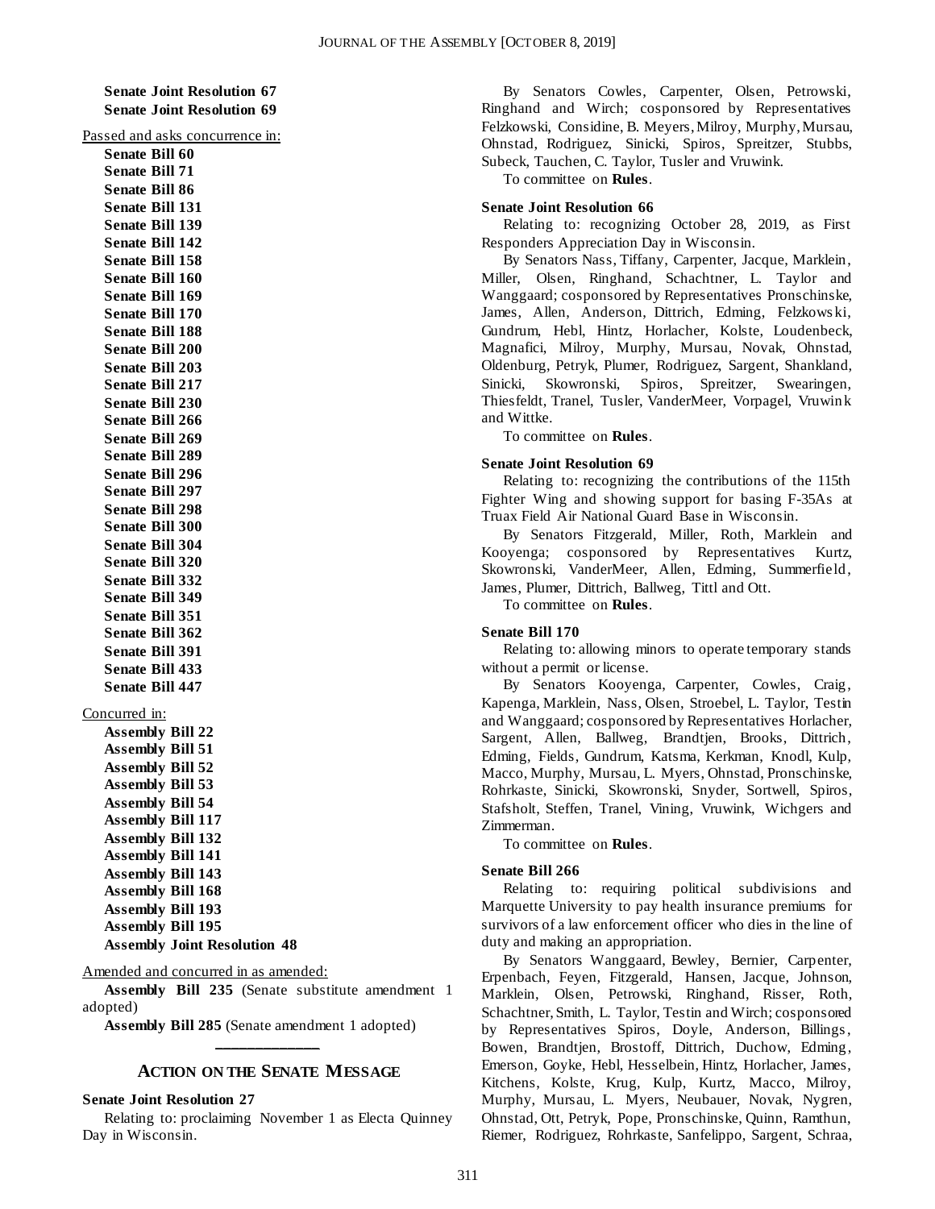**Senate Joint Resolution 67**
**Senate Joint Resolution 69**

Passed and asks concurrence in:

**Senate Bill 60**
**Senate Bill 71**
**Senate Bill 86**
**Senate Bill 131**
**Senate Bill 139**
**Senate Bill 142**
**Senate Bill 158**
**Senate Bill 160**
**Senate Bill 169**
**Senate Bill 170**
**Senate Bill 188**
**Senate Bill 200**
**Senate Bill 203**
**Senate Bill 217**
**Senate Bill 230**
**Senate Bill 266**
**Senate Bill 269**
**Senate Bill 289**
**Senate Bill 296**
**Senate Bill 297**
**Senate Bill 298**
**Senate Bill 300**
**Senate Bill 304**
**Senate Bill 320**
**Senate Bill 332**
**Senate Bill 349**
**Senate Bill 351**
**Senate Bill 362**
**Senate Bill 391**
**Senate Bill 433**
**Senate Bill 447**

Concurred in:

**Assembly Bill 22**
**Assembly Bill 51**
**Assembly Bill 52**
**Assembly Bill 53**
**Assembly Bill 54**
**Assembly Bill 117**
**Assembly Bill 132**
**Assembly Bill 141**
**Assembly Bill 143**
**Assembly Bill 168**
**Assembly Bill 193**
**Assembly Bill 195**
**Assembly Joint Resolution 48**

Amended and concurred in as amended:

**Assembly Bill 235** (Senate substitute amendment 1 adopted)

**Assembly Bill 285** (Senate amendment 1 adopted)

---

## ACTION ON THE SENATE MESSAGE

**Senate Joint Resolution 27**

Relating to: proclaiming November 1 as Electa Quinney Day in Wisconsin.

By Senators Cowles, Carpenter, Olsen, Petrowski, Ringhand and Wirch; cosponsored by Representatives Felzkowski, Considine, B. Meyers, Milroy, Murphy, Mursau, Ohnstad, Rodriguez, Sinicki, Spiros, Spreitzer, Stubbs, Subeck, Tauchen, C. Taylor, Tusler and Vruwink.

To committee on **Rules**.

**Senate Joint Resolution 66**

Relating to: recognizing October 28, 2019, as First Responders Appreciation Day in Wisconsin.

By Senators Nass, Tiffany, Carpenter, Jacque, Marklein, Miller, Olsen, Ringhand, Schachtner, L. Taylor and Wanggaard; cosponsored by Representatives Pronschinske, James, Allen, Anderson, Dittrich, Edming, Felzkowski, Gundrum, Hebl, Hintz, Horlacher, Kolste, Loudenbeck, Magnafici, Milroy, Murphy, Mursau, Novak, Ohnstad, Oldenburg, Petryk, Plumer, Rodriguez, Sargent, Shankland, Sinicki, Skowronski, Spiros, Spreitzer, Swearingen, Thiesfeldt, Tranel, Tusler, VanderMeer, Vorpagel, Vruwink and Wittke.

To committee on **Rules**.

**Senate Joint Resolution 69**

Relating to: recognizing the contributions of the 115th Fighter Wing and showing support for basing F-35As at Truax Field Air National Guard Base in Wisconsin.

By Senators Fitzgerald, Miller, Roth, Marklein and Kooyenga; cosponsored by Representatives Kurtz, Skowronski, VanderMeer, Allen, Edming, Summerfield, James, Plumer, Dittrich, Ballweg, Tittl and Ott.

To committee on **Rules**.

**Senate Bill 170**

Relating to: allowing minors to operate temporary stands without a permit or license.

By Senators Kooyenga, Carpenter, Cowles, Craig, Kapenga, Marklein, Nass, Olsen, Stroebel, L. Taylor, Testin and Wanggaard; cosponsored by Representatives Horlacher, Sargent, Allen, Ballweg, Brandtjen, Brooks, Dittrich, Edming, Fields, Gundrum, Katsma, Kerkman, Knodl, Kulp, Macco, Murphy, Mursau, L. Myers, Ohnstad, Pronschinske, Rohrkaste, Sinicki, Skowronski, Snyder, Sortwell, Spiros, Stafsholt, Steffen, Tranel, Vining, Vruwink, Wichgers and Zimmerman.

To committee on **Rules**.

**Senate Bill 266**

Relating to: requiring political subdivisions and Marquette University to pay health insurance premiums for survivors of a law enforcement officer who dies in the line of duty and making an appropriation.

By Senators Wanggaard, Bewley, Bernier, Carpenter, Erpenbach, Feyen, Fitzgerald, Hansen, Jacque, Johnson, Marklein, Olsen, Petrowski, Ringhand, Risser, Roth, Schachtner, Smith, L. Taylor, Testin and Wirch; cosponsored by Representatives Spiros, Doyle, Anderson, Billings, Bowen, Brandtjen, Brostoff, Dittrich, Duchow, Edming, Emerson, Goyke, Hebl, Hesselbein, Hintz, Horlacher, James, Kitchens, Kolste, Krug, Kulp, Kurtz, Macco, Milroy, Murphy, Mursau, L. Myers, Neubauer, Novak, Nygren, Ohnstad, Ott, Petryk, Pope, Pronschinske, Quinn, Ramthun, Riemer, Rodriguez, Rohrkaste, Sanfelippo, Sargent, Schraa,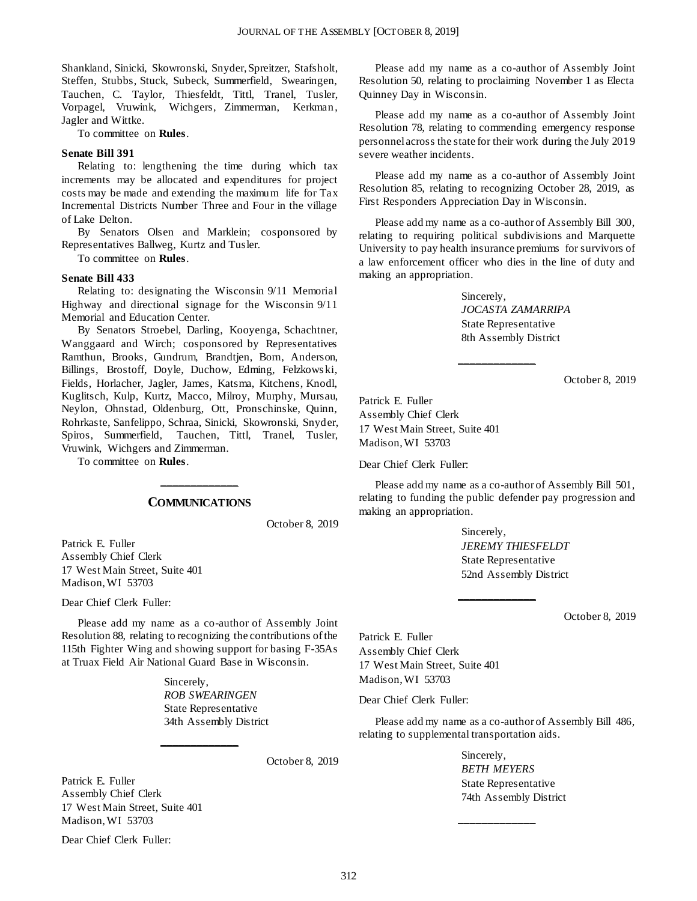Shankland, Sinicki, Skowronski, Snyder, Spreitzer, Stafsholt, Steffen, Stubbs, Stuck, Subeck, Summerfield, Swearingen, Tauchen, C. Taylor, Thiesfeldt, Tittl, Tranel, Tusler, Vorpagel, Vruwink, Wichgers, Zimmerman, Kerkman, Jagler and Wittke.

To committee on **Rules**.

**Senate Bill 391**

Relating to: lengthening the time during which tax increments may be allocated and expenditures for project costs may be made and extending the maximum life for Tax Incremental Districts Number Three and Four in the village of Lake Delton.

By Senators Olsen and Marklein; cosponsored by Representatives Ballweg, Kurtz and Tusler.

To committee on **Rules**.

**Senate Bill 433**

Relating to: designating the Wisconsin 9/11 Memorial Highway and directional signage for the Wisconsin 9/11 Memorial and Education Center.

By Senators Stroebel, Darling, Kooyenga, Schachtner, Wanggaard and Wirch; cosponsored by Representatives Ramthun, Brooks, Gundrum, Brandtjen, Born, Anderson, Billings, Brostoff, Doyle, Duchow, Edming, Felzkowski, Fields, Horlacher, Jagler, James, Katsma, Kitchens, Knodl, Kuglitsch, Kulp, Kurtz, Macco, Milroy, Murphy, Mursau, Neylon, Ohnstad, Oldenburg, Ott, Pronschinske, Quinn, Rohrkaste, Sanfelippo, Schraa, Sinicki, Skowronski, Snyder, Spiros, Summerfield, Tauchen, Tittl, Tranel, Tusler, Vruwink, Wichgers and Zimmerman.

To committee on **Rules**.

---

## COMMUNICATIONS

October 8, 2019

Patrick E. Fuller
Assembly Chief Clerk
17 West Main Street, Suite 401
Madison, WI 53703

Dear Chief Clerk Fuller:

Please add my name as a co-author of Assembly Joint Resolution 88, relating to recognizing the contributions of the 115th Fighter Wing and showing support for basing F-35As at Truax Field Air National Guard Base in Wisconsin.

Sincerely,
*ROB SWEARINGEN*
State Representative
34th Assembly District

---

October 8, 2019

Patrick E. Fuller
Assembly Chief Clerk
17 West Main Street, Suite 401
Madison, WI 53703

Dear Chief Clerk Fuller:

Please add my name as a co-author of Assembly Joint Resolution 50, relating to proclaiming November 1 as Electa Quinney Day in Wisconsin.

Please add my name as a co-author of Assembly Joint Resolution 78, relating to commending emergency response personnel across the state for their work during the July 2019 severe weather incidents.

Please add my name as a co-author of Assembly Joint Resolution 85, relating to recognizing October 28, 2019, as First Responders Appreciation Day in Wisconsin.

Please add my name as a co-author of Assembly Bill 300, relating to requiring political subdivisions and Marquette University to pay health insurance premiums for survivors of a law enforcement officer who dies in the line of duty and making an appropriation.

Sincerely,
*JOCASTA ZAMARRIPA*
State Representative
8th Assembly District

---

October 8, 2019

Patrick E. Fuller
Assembly Chief Clerk
17 West Main Street, Suite 401
Madison, WI 53703

Dear Chief Clerk Fuller:

Please add my name as a co-author of Assembly Bill 501, relating to funding the public defender pay progression and making an appropriation.

Sincerely,
*JEREMY THIESFELDT*
State Representative
52nd Assembly District

---

October 8, 2019

Patrick E. Fuller
Assembly Chief Clerk
17 West Main Street, Suite 401
Madison, WI 53703

Dear Chief Clerk Fuller:

Please add my name as a co-author of Assembly Bill 486, relating to supplemental transportation aids.

Sincerely,
*BETH MEYERS*
State Representative
74th Assembly District

---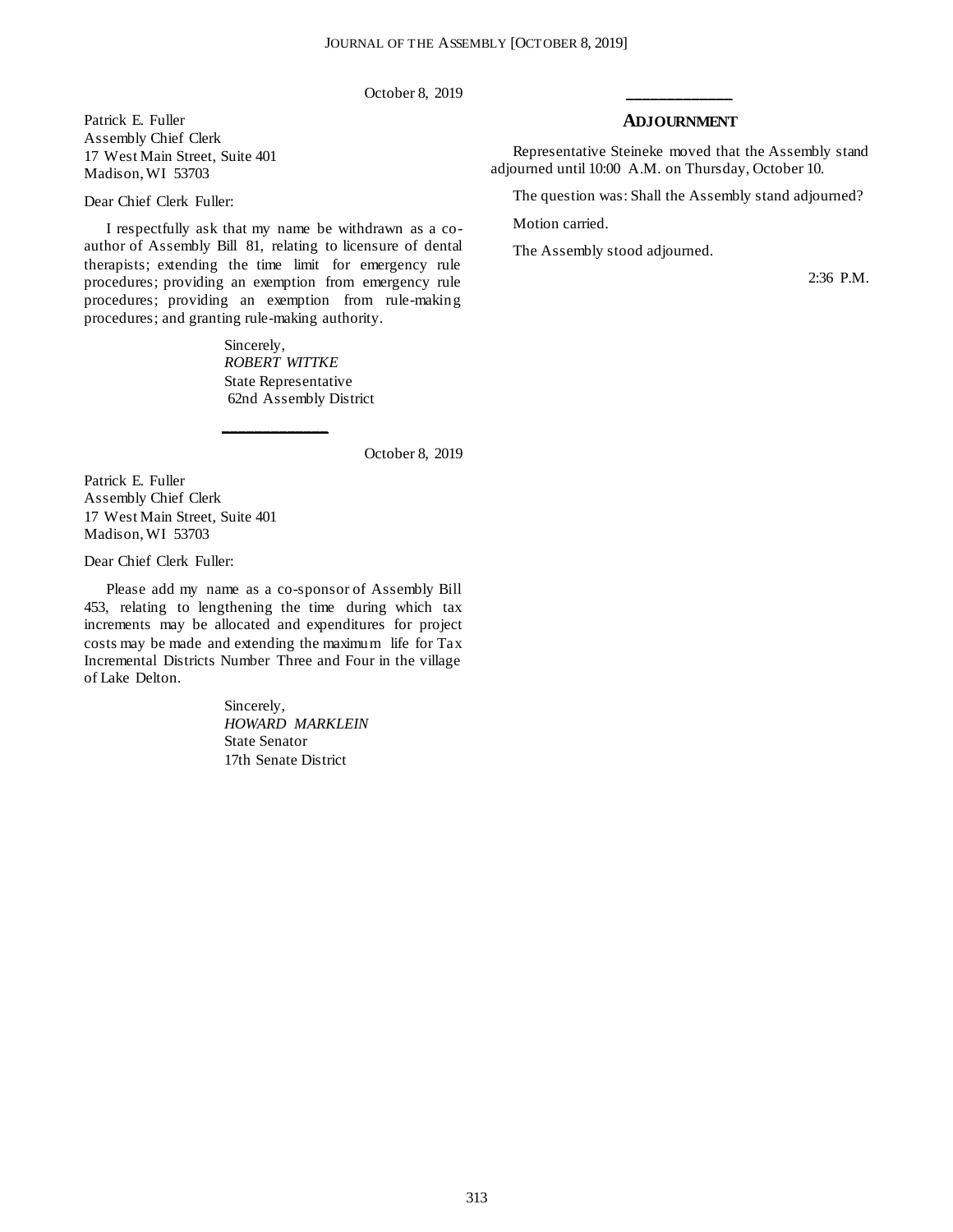October 8, 2019

Patrick E. Fuller
Assembly Chief Clerk
17 West Main Street, Suite 401
Madison, WI 53703

Dear Chief Clerk Fuller:

I respectfully ask that my name be withdrawn as a co-author of Assembly Bill 81, relating to licensure of dental therapists; extending the time limit for emergency rule procedures; providing an exemption from emergency rule procedures; providing an exemption from rule-making procedures; and granting rule-making authority.

Sincerely,
*ROBERT WITTKE*
State Representative
62nd Assembly District

---

October 8, 2019

Patrick E. Fuller
Assembly Chief Clerk
17 West Main Street, Suite 401
Madison, WI 53703

Dear Chief Clerk Fuller:

Please add my name as a co-sponsor of Assembly Bill 453, relating to lengthening the time during which tax increments may be allocated and expenditures for project costs may be made and extending the maximum life for Tax Incremental Districts Number Three and Four in the village of Lake Delton.

Sincerely,
*HOWARD MARKLEIN*
State Senator
17th Senate District

---

## ADJOURNMENT

Representative Steineke moved that the Assembly stand adjourned until 10:00 A.M. on Thursday, October 10.

The question was: Shall the Assembly stand adjourned?

Motion carried.

The Assembly stood adjourned.

2:36 P.M.